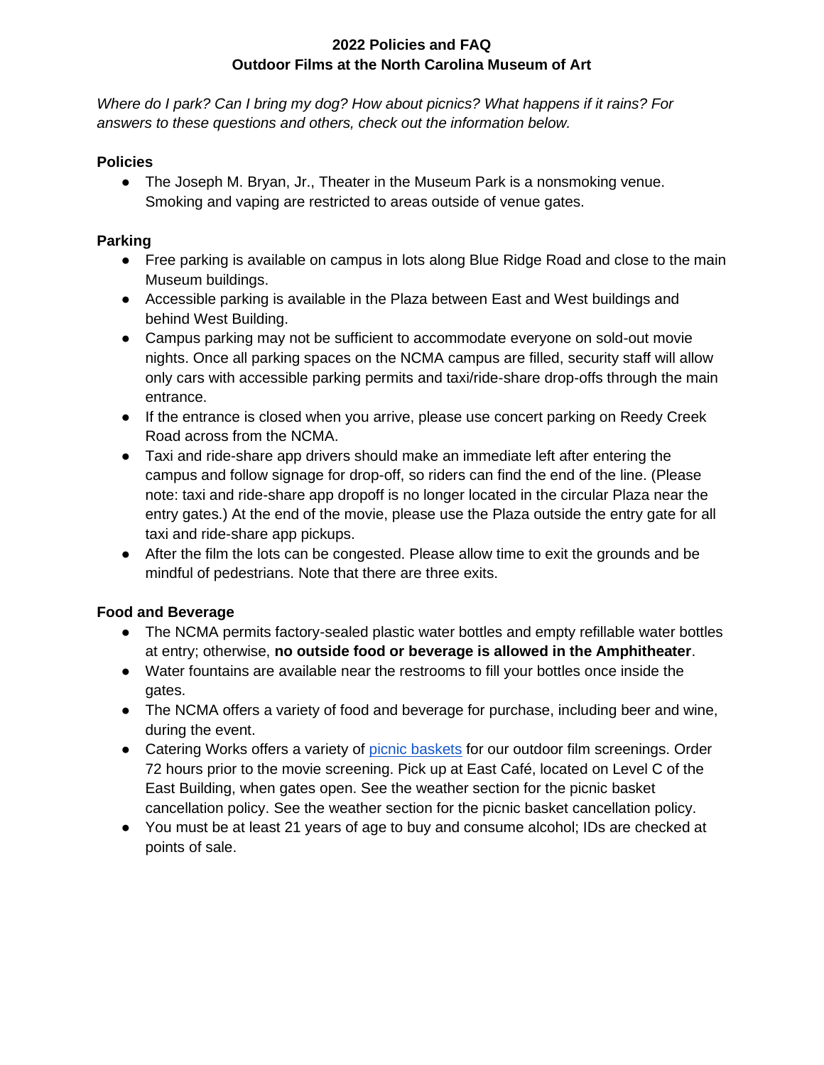# 2022 Policies and FAQ
## Outdoor Films at the North Carolina Museum of Art

*Where do I park? Can I bring my dog? How about picnics? What happens if it rains? For answers to these questions and others, check out the information below.*

### Policies

- The Joseph M. Bryan, Jr., Theater in the Museum Park is a nonsmoking venue. Smoking and vaping are restricted to areas outside of venue gates.

### Parking

- Free parking is available on campus in lots along Blue Ridge Road and close to the main Museum buildings.
- Accessible parking is available in the Plaza between East and West buildings and behind West Building.
- Campus parking may not be sufficient to accommodate everyone on sold-out movie nights. Once all parking spaces on the NCMA campus are filled, security staff will allow only cars with accessible parking permits and taxi/ride-share drop-offs through the main entrance.
- If the entrance is closed when you arrive, please use concert parking on Reedy Creek Road across from the NCMA.
- Taxi and ride-share app drivers should make an immediate left after entering the campus and follow signage for drop-off, so riders can find the end of the line. (Please note: taxi and ride-share app dropoff is no longer located in the circular Plaza near the entry gates.) At the end of the movie, please use the Plaza outside the entry gate for all taxi and ride-share app pickups.
- After the film the lots can be congested. Please allow time to exit the grounds and be mindful of pedestrians. Note that there are three exits.

### Food and Beverage

- The NCMA permits factory-sealed plastic water bottles and empty refillable water bottles at entry; otherwise, **no outside food or beverage is allowed in the Amphitheater**.
- Water fountains are available near the restrooms to fill your bottles once inside the gates.
- The NCMA offers a variety of food and beverage for purchase, including beer and wine, during the event.
- Catering Works offers a variety of picnic baskets for our outdoor film screenings. Order 72 hours prior to the movie screening. Pick up at East Café, located on Level C of the East Building, when gates open. See the weather section for the picnic basket cancellation policy. See the weather section for the picnic basket cancellation policy.
- You must be at least 21 years of age to buy and consume alcohol; IDs are checked at points of sale.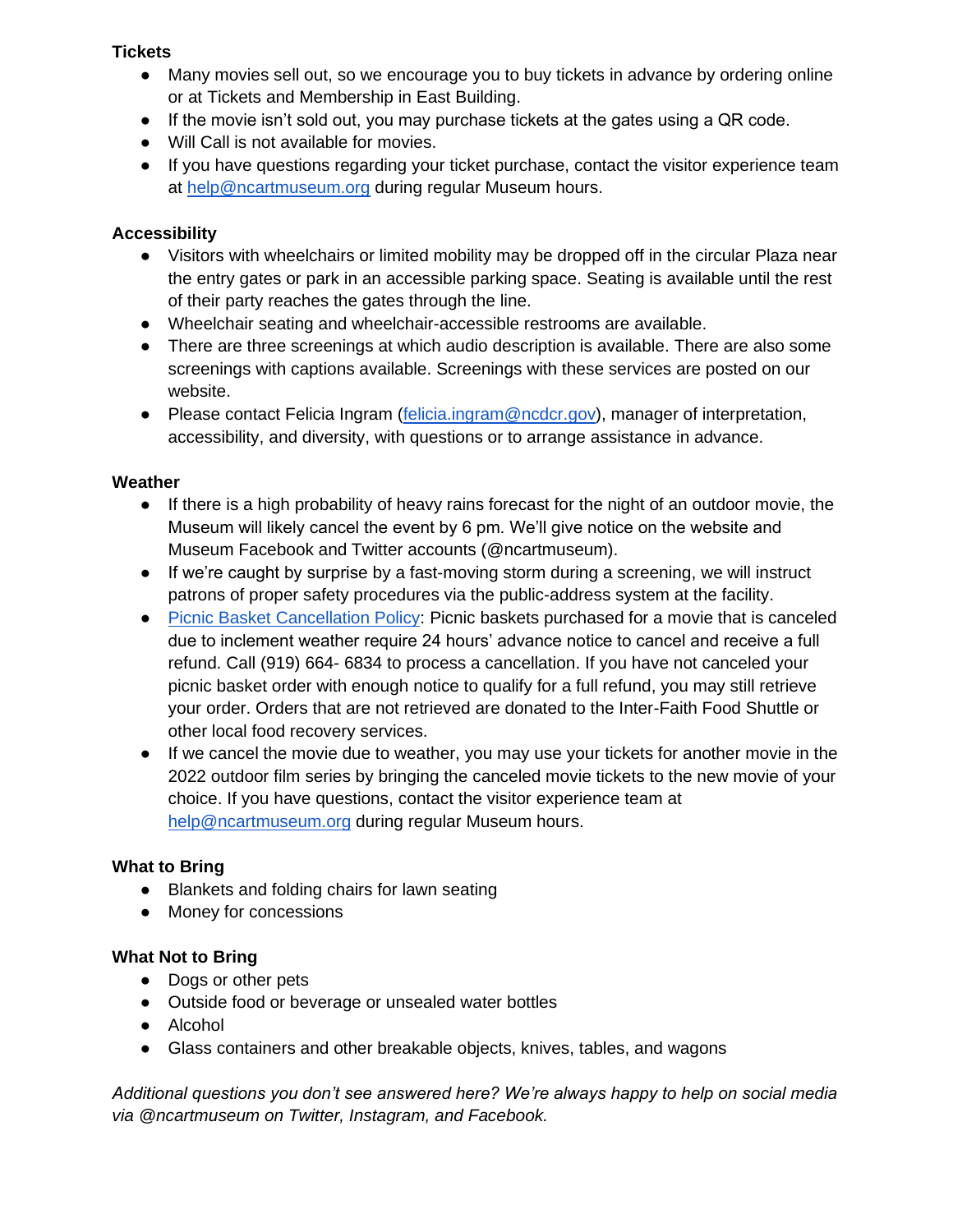**Tickets**

- Many movies sell out, so we encourage you to buy tickets in advance by ordering online or at Tickets and Membership in East Building.
- If the movie isn't sold out, you may purchase tickets at the gates using a QR code.
- Will Call is not available for movies.
- If you have questions regarding your ticket purchase, contact the visitor experience team at [help@ncartmuseum.org](mailto:help@ncartmuseum.org) during regular Museum hours.

**Accessibility**

- Visitors with wheelchairs or limited mobility may be dropped off in the circular Plaza near the entry gates or park in an accessible parking space. Seating is available until the rest of their party reaches the gates through the line.
- Wheelchair seating and wheelchair-accessible restrooms are available.
- There are three screenings at which audio description is available. There are also some screenings with captions available. Screenings with these services are posted on our website.
- Please contact Felicia Ingram ([felicia.ingram@ncdcr.gov](mailto:felicia.ingram@ncdcr.gov)), manager of interpretation, accessibility, and diversity, with questions or to arrange assistance in advance.

**Weather**

- If there is a high probability of heavy rains forecast for the night of an outdoor movie, the Museum will likely cancel the event by 6 pm. We'll give notice on the website and Museum Facebook and Twitter accounts (@ncartmuseum).
- If we're caught by surprise by a fast-moving storm during a screening, we will instruct patrons of proper safety procedures via the public-address system at the facility.
- Picnic Basket Cancellation Policy: Picnic baskets purchased for a movie that is canceled due to inclement weather require 24 hours' advance notice to cancel and receive a full refund. Call (919) 664- 6834 to process a cancellation. If you have not canceled your picnic basket order with enough notice to qualify for a full refund, you may still retrieve your order. Orders that are not retrieved are donated to the Inter-Faith Food Shuttle or other local food recovery services.
- If we cancel the movie due to weather, you may use your tickets for another movie in the 2022 outdoor film series by bringing the canceled movie tickets to the new movie of your choice. If you have questions, contact the visitor experience team at [help@ncartmuseum.org](mailto:help@ncartmuseum.org) during regular Museum hours.

**What to Bring**

- Blankets and folding chairs for lawn seating
- Money for concessions

**What Not to Bring**

- Dogs or other pets
- Outside food or beverage or unsealed water bottles
- Alcohol
- Glass containers and other breakable objects, knives, tables, and wagons

*Additional questions you don't see answered here? We're always happy to help on social media via @ncartmuseum on Twitter, Instagram, and Facebook.*